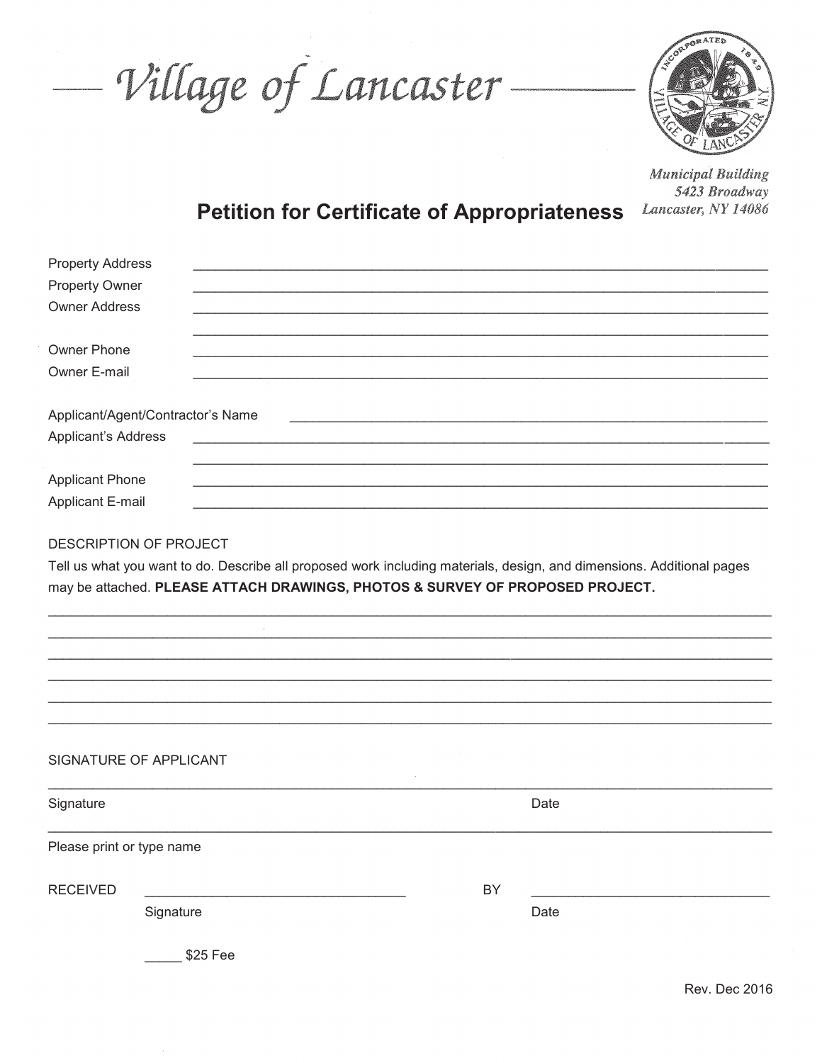# Village of Lancaster

*Municipal Building*
*5423 Broadway*
*Lancaster, NY 14086*

## Petition for Certificate of Appropriateness

Property Address ____________________________________________

Property Owner ____________________________________________

Owner Address ____________________________________________

____________________________________________

Owner Phone ____________________________________________

Owner E-mail ____________________________________________

Applicant/Agent/Contractor's Name ____________________________________________

Applicant's Address ____________________________________________

____________________________________________

Applicant Phone ____________________________________________

Applicant E-mail ____________________________________________

DESCRIPTION OF PROJECT

Tell us what you want to do. Describe all proposed work including materials, design, and dimensions. Additional pages may be attached. **PLEASE ATTACH DRAWINGS, PHOTOS & SURVEY OF PROPOSED PROJECT.**

____________________________________________

____________________________________________

____________________________________________

____________________________________________

____________________________________________

____________________________________________

SIGNATURE OF APPLICANT

____________________________________________

Signature Date

____________________________________________

Please print or type name

RECEIVED ____________________ BY ____________________

Signature Date

_____ $25 Fee

Rev. Dec 2016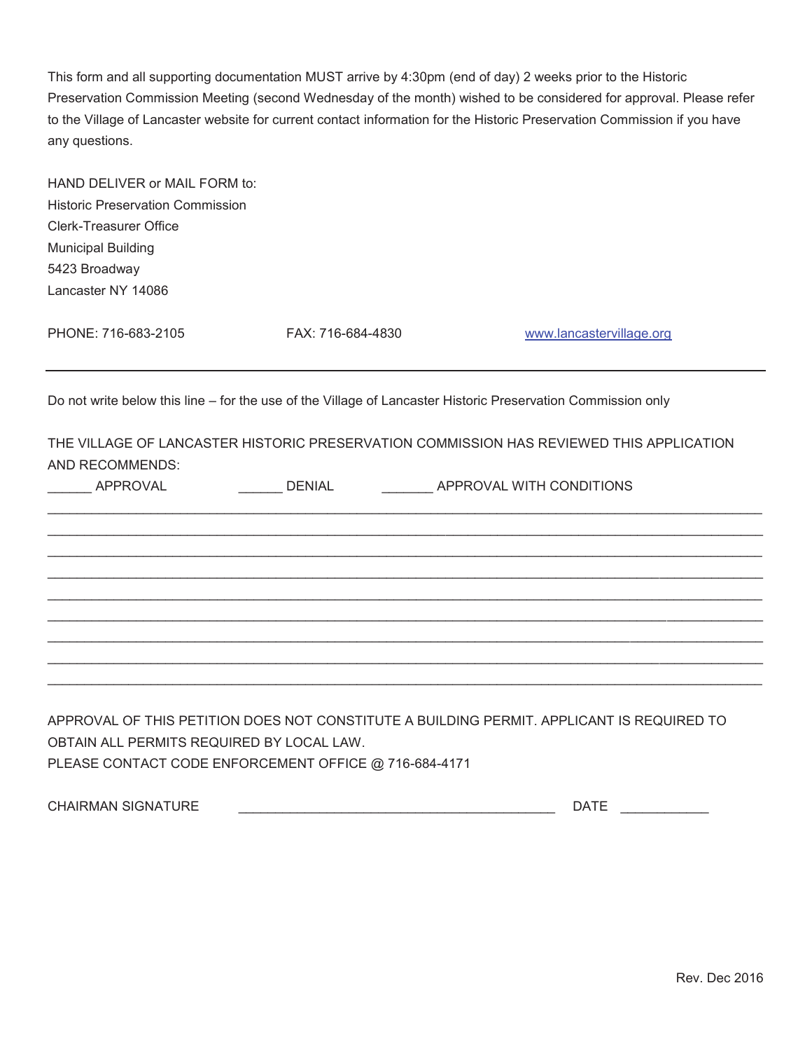This form and all supporting documentation MUST arrive by 4:30pm (end of day) 2 weeks prior to the Historic Preservation Commission Meeting (second Wednesday of the month) wished to be considered for approval. Please refer to the Village of Lancaster website for current contact information for the Historic Preservation Commission if you have any questions.

HAND DELIVER or MAIL FORM to:
Historic Preservation Commission
Clerk-Treasurer Office
Municipal Building
5423 Broadway
Lancaster NY 14086

PHONE: 716-683-2105 FAX: 716-684-4830 [www.lancastervillage.org](http://www.lancastervillage.org)

---

Do not write below this line – for the use of the Village of Lancaster Historic Preservation Commission only

THE VILLAGE OF LANCASTER HISTORIC PRESERVATION COMMISSION HAS REVIEWED THIS APPLICATION AND RECOMMENDS:

______ APPROVAL ______ DENIAL _______ APPROVAL WITH CONDITIONS

____________________________________________________________________________________________

____________________________________________________________________________________________

____________________________________________________________________________________________

____________________________________________________________________________________________

____________________________________________________________________________________________

____________________________________________________________________________________________

____________________________________________________________________________________________

____________________________________________________________________________________________

____________________________________________________________________________________________

APPROVAL OF THIS PETITION DOES NOT CONSTITUTE A BUILDING PERMIT. APPLICANT IS REQUIRED TO OBTAIN ALL PERMITS REQUIRED BY LOCAL LAW.
PLEASE CONTACT CODE ENFORCEMENT OFFICE @ 716-684-4171

CHAIRMAN SIGNATURE ___________________________________________ DATE ___________

Rev. Dec 2016